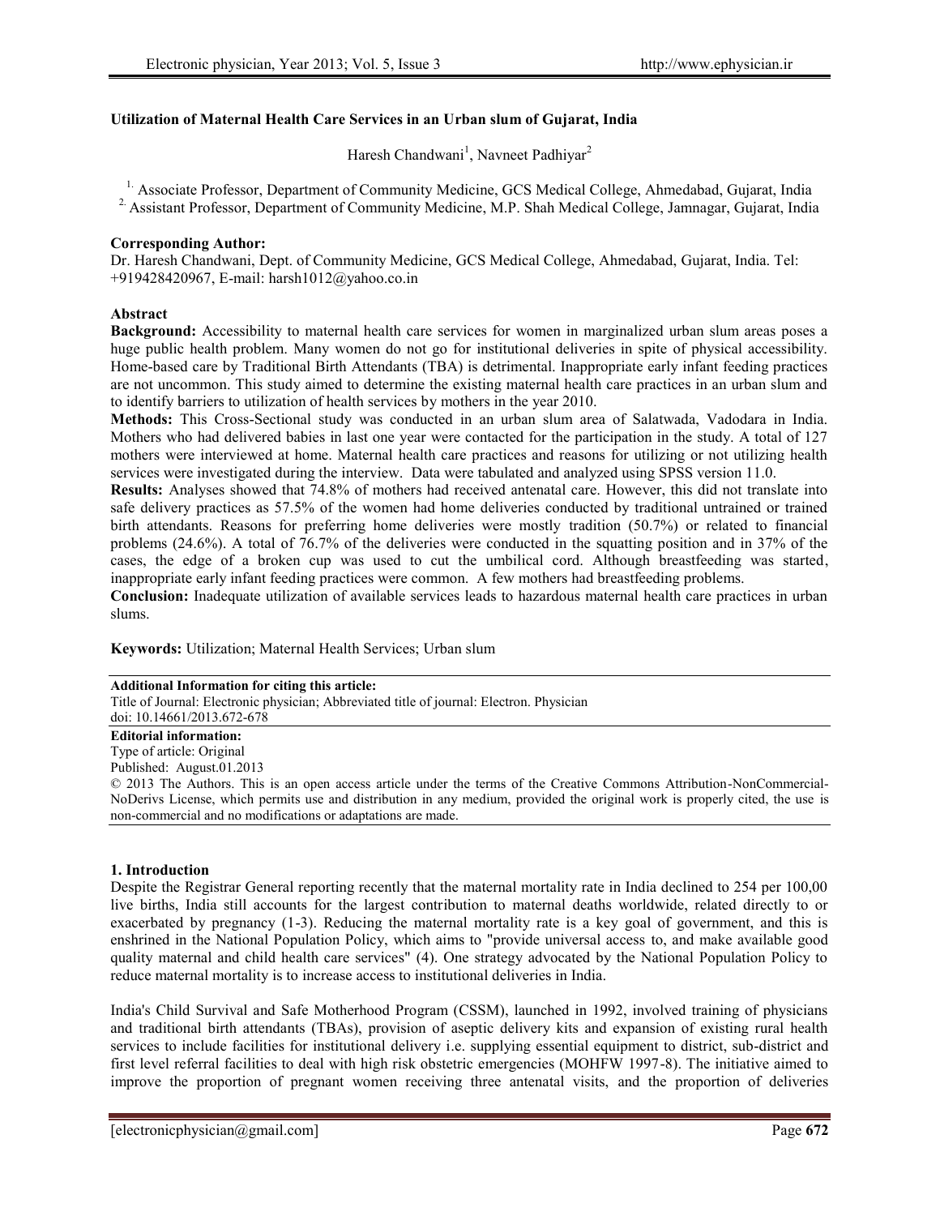**Utilization of Maternal Health Care Services in an Urban slum of Gujarat, India**

Haresh Chandwani[1], Navneet Padhiyar[2]

[1] Associate Professor, Department of Community Medicine, GCS Medical College, Ahmedabad, Gujarat, India
[2] Assistant Professor, Department of Community Medicine, M.P. Shah Medical College, Jamnagar, Gujarat, India

**Corresponding Author:**
Dr. Haresh Chandwani, Dept. of Community Medicine, GCS Medical College, Ahmedabad, Gujarat, India. Tel: +919428420967, E-mail: harsh1012@yahoo.co.in

**Abstract**

**Background:** Accessibility to maternal health care services for women in marginalized urban slum areas poses a huge public health problem. Many women do not go for institutional deliveries in spite of physical accessibility. Home-based care by Traditional Birth Attendants (TBA) is detrimental. Inappropriate early infant feeding practices are not uncommon. This study aimed to determine the existing maternal health care practices in an urban slum and to identify barriers to utilization of health services by mothers in the year 2010.

**Methods:** This Cross-Sectional study was conducted in an urban slum area of Salatwada, Vadodara in India. Mothers who had delivered babies in last one year were contacted for the participation in the study. A total of 127 mothers were interviewed at home. Maternal health care practices and reasons for utilizing or not utilizing health services were investigated during the interview. Data were tabulated and analyzed using SPSS version 11.0.

**Results:** Analyses showed that 74.8% of mothers had received antenatal care. However, this did not translate into safe delivery practices as 57.5% of the women had home deliveries conducted by traditional untrained or trained birth attendants. Reasons for preferring home deliveries were mostly tradition (50.7%) or related to financial problems (24.6%). A total of 76.7% of the deliveries were conducted in the squatting position and in 37% of the cases, the edge of a broken cup was used to cut the umbilical cord. Although breastfeeding was started, inappropriate early infant feeding practices were common. A few mothers had breastfeeding problems.

**Conclusion:** Inadequate utilization of available services leads to hazardous maternal health care practices in urban slums.

**Keywords:** Utilization; Maternal Health Services; Urban slum

**Additional Information for citing this article:**
Title of Journal: Electronic physician; Abbreviated title of journal: Electron. Physician
doi: 10.14661/2013.672-678

**Editorial information:**
Type of article: Original
Published: August.01.2013
© 2013 The Authors. This is an open access article under the terms of the Creative Commons Attribution-NonCommercial-NoDerivs License, which permits use and distribution in any medium, provided the original work is properly cited, the use is non-commercial and no modifications or adaptations are made.

## 1. Introduction

Despite the Registrar General reporting recently that the maternal mortality rate in India declined to 254 per 100,00 live births, India still accounts for the largest contribution to maternal deaths worldwide, related directly to or exacerbated by pregnancy (1-3). Reducing the maternal mortality rate is a key goal of government, and this is enshrined in the National Population Policy, which aims to "provide universal access to, and make available good quality maternal and child health care services" (4). One strategy advocated by the National Population Policy to reduce maternal mortality is to increase access to institutional deliveries in India.

India's Child Survival and Safe Motherhood Program (CSSM), launched in 1992, involved training of physicians and traditional birth attendants (TBAs), provision of aseptic delivery kits and expansion of existing rural health services to include facilities for institutional delivery i.e. supplying essential equipment to district, sub-district and first level referral facilities to deal with high risk obstetric emergencies (MOHFW 1997-8). The initiative aimed to improve the proportion of pregnant women receiving three antenatal visits, and the proportion of deliveries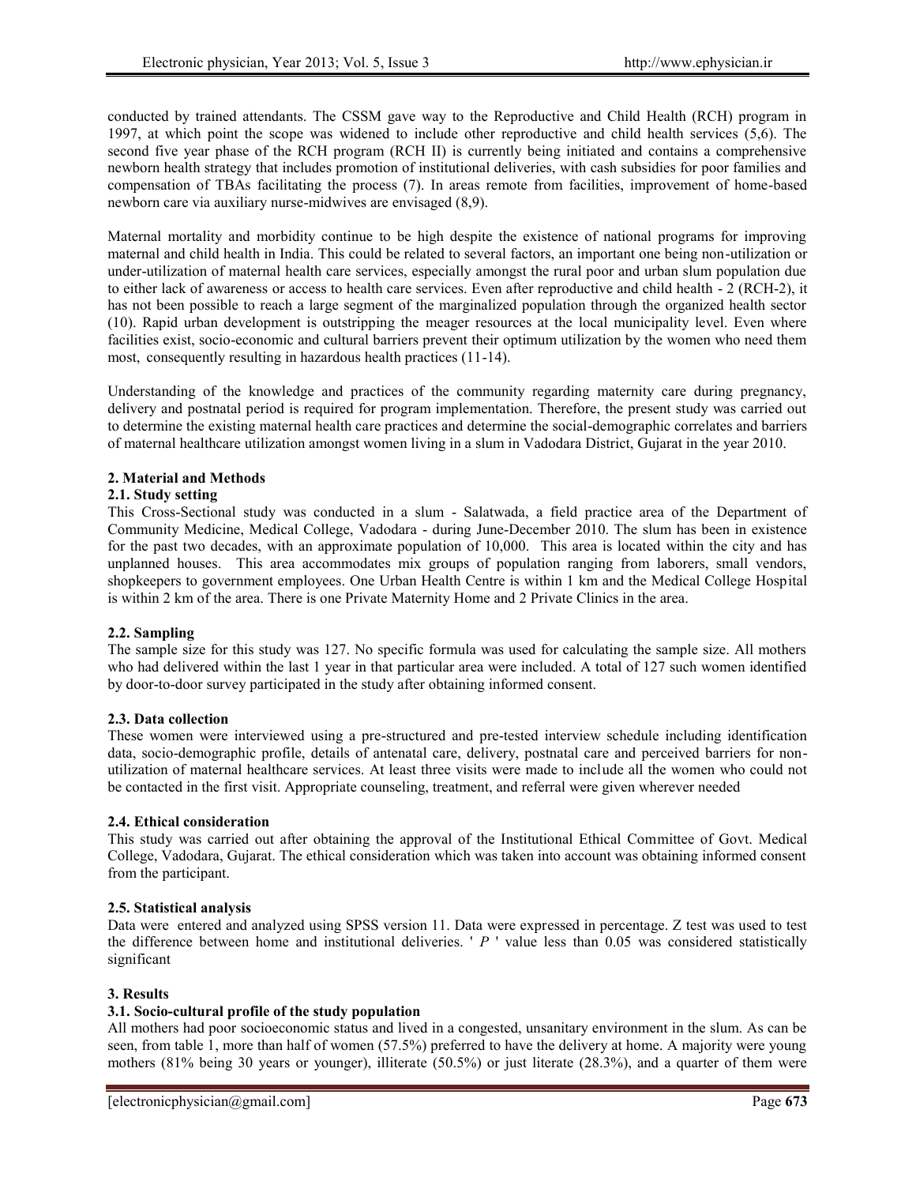conducted by trained attendants. The CSSM gave way to the Reproductive and Child Health (RCH) program in 1997, at which point the scope was widened to include other reproductive and child health services (5,6). The second five year phase of the RCH program (RCH II) is currently being initiated and contains a comprehensive newborn health strategy that includes promotion of institutional deliveries, with cash subsidies for poor families and compensation of TBAs facilitating the process (7). In areas remote from facilities, improvement of home-based newborn care via auxiliary nurse-midwives are envisaged (8,9).

Maternal mortality and morbidity continue to be high despite the existence of national programs for improving maternal and child health in India. This could be related to several factors, an important one being non-utilization or under-utilization of maternal health care services, especially amongst the rural poor and urban slum population due to either lack of awareness or access to health care services. Even after reproductive and child health - 2 (RCH-2), it has not been possible to reach a large segment of the marginalized population through the organized health sector (10). Rapid urban development is outstripping the meager resources at the local municipality level. Even where facilities exist, socio-economic and cultural barriers prevent their optimum utilization by the women who need them most, consequently resulting in hazardous health practices (11-14).

Understanding of the knowledge and practices of the community regarding maternity care during pregnancy, delivery and postnatal period is required for program implementation. Therefore, the present study was carried out to determine the existing maternal health care practices and determine the social-demographic correlates and barriers of maternal healthcare utilization amongst women living in a slum in Vadodara District, Gujarat in the year 2010.

## 2. Material and Methods

### 2.1. Study setting

This Cross-Sectional study was conducted in a slum - Salatwada, a field practice area of the Department of Community Medicine, Medical College, Vadodara - during June-December 2010. The slum has been in existence for the past two decades, with an approximate population of 10,000. This area is located within the city and has unplanned houses. This area accommodates mix groups of population ranging from laborers, small vendors, shopkeepers to government employees. One Urban Health Centre is within 1 km and the Medical College Hospital is within 2 km of the area. There is one Private Maternity Home and 2 Private Clinics in the area.

### 2.2. Sampling

The sample size for this study was 127. No specific formula was used for calculating the sample size. All mothers who had delivered within the last 1 year in that particular area were included. A total of 127 such women identified by door-to-door survey participated in the study after obtaining informed consent.

### 2.3. Data collection

These women were interviewed using a pre-structured and pre-tested interview schedule including identification data, socio-demographic profile, details of antenatal care, delivery, postnatal care and perceived barriers for non-utilization of maternal healthcare services. At least three visits were made to include all the women who could not be contacted in the first visit. Appropriate counseling, treatment, and referral were given wherever needed

### 2.4. Ethical consideration

This study was carried out after obtaining the approval of the Institutional Ethical Committee of Govt. Medical College, Vadodara, Gujarat. The ethical consideration which was taken into account was obtaining informed consent from the participant.

### 2.5. Statistical analysis

Data were entered and analyzed using SPSS version 11. Data were expressed in percentage. Z test was used to test the difference between home and institutional deliveries. ' $P$ ' value less than 0.05 was considered statistically significant

## 3. Results

### 3.1. Socio-cultural profile of the study population

All mothers had poor socioeconomic status and lived in a congested, unsanitary environment in the slum. As can be seen, from table 1, more than half of women (57.5%) preferred to have the delivery at home. A majority were young mothers (81% being 30 years or younger), illiterate (50.5%) or just literate (28.3%), and a quarter of them were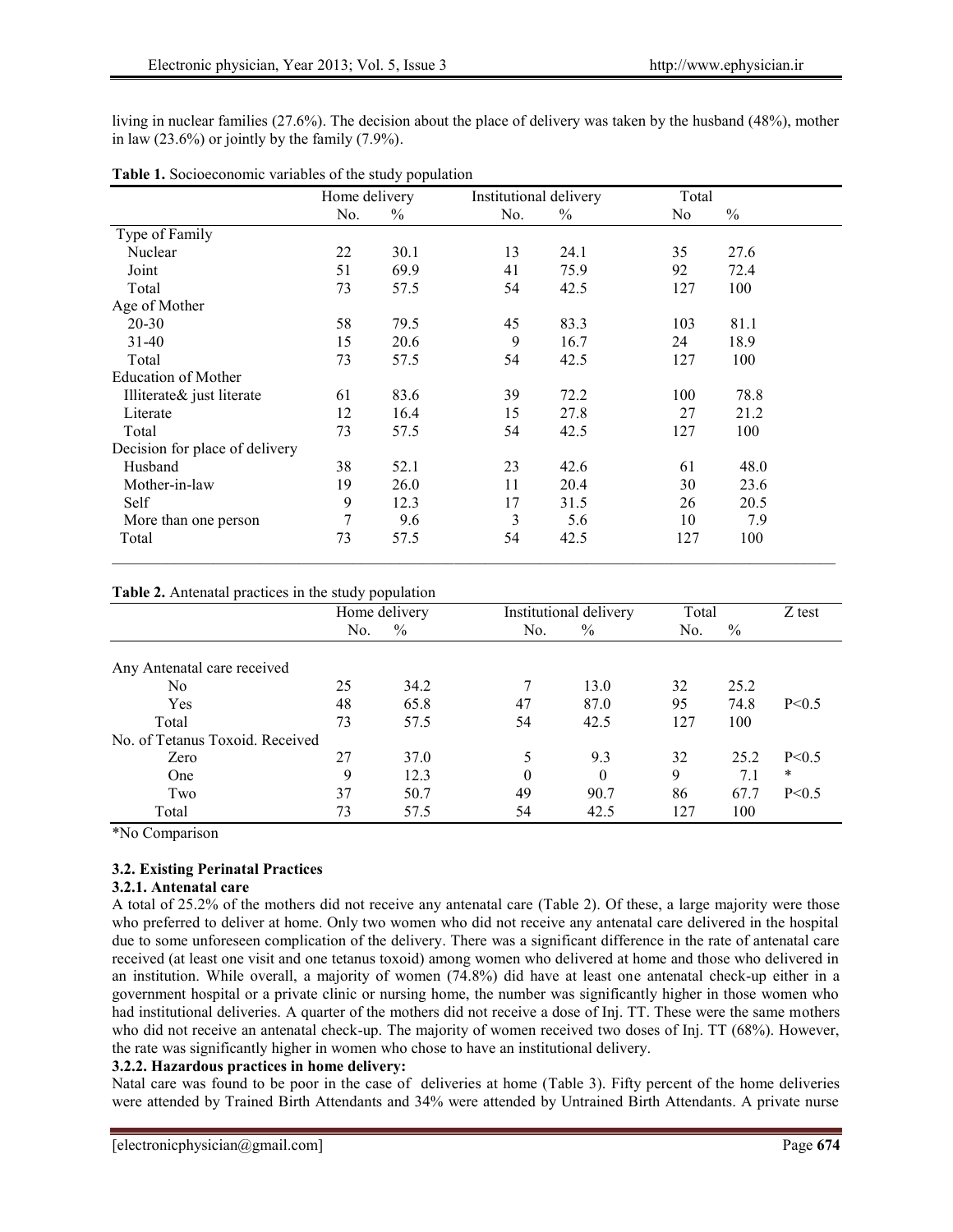living in nuclear families (27.6%). The decision about the place of delivery was taken by the husband (48%), mother in law (23.6%) or jointly by the family (7.9%).

**Table 1.** Socioeconomic variables of the study population

| | Home delivery | | Institutional delivery | | Total | |
|---|---|---|---|---|---|---|
| | No. | % | No. | % | No | % |
| Type of Family | | | | | | |
| Nuclear | 22 | 30.1 | 13 | 24.1 | 35 | 27.6 |
| Joint | 51 | 69.9 | 41 | 75.9 | 92 | 72.4 |
| Total | 73 | 57.5 | 54 | 42.5 | 127 | 100 |
| Age of Mother | | | | | | |
| 20-30 | 58 | 79.5 | 45 | 83.3 | 103 | 81.1 |
| 31-40 | 15 | 20.6 | 9 | 16.7 | 24 | 18.9 |
| Total | 73 | 57.5 | 54 | 42.5 | 127 | 100 |
| Education of Mother | | | | | | |
| Illiterate& just literate | 61 | 83.6 | 39 | 72.2 | 100 | 78.8 |
| Literate | 12 | 16.4 | 15 | 27.8 | 27 | 21.2 |
| Total | 73 | 57.5 | 54 | 42.5 | 127 | 100 |
| Decision for place of delivery | | | | | | |
| Husband | 38 | 52.1 | 23 | 42.6 | 61 | 48.0 |
| Mother-in-law | 19 | 26.0 | 11 | 20.4 | 30 | 23.6 |
| Self | 9 | 12.3 | 17 | 31.5 | 26 | 20.5 |
| More than one person | 7 | 9.6 | 3 | 5.6 | 10 | 7.9 |
| Total | 73 | 57.5 | 54 | 42.5 | 127 | 100 |

**Table 2.** Antenatal practices in the study population

| | Home delivery | | Institutional delivery | | Total | | Z test |
|---|---|---|---|---|---|---|---|
| | No. | % | No. | % | No. | % | |
| Any Antenatal care received | | | | | | | |
| No | 25 | 34.2 | 7 | 13.0 | 32 | 25.2 | |
| Yes | 48 | 65.8 | 47 | 87.0 | 95 | 74.8 | P<0.5 |
| Total | 73 | 57.5 | 54 | 42.5 | 127 | 100 | |
| No. of Tetanus Toxoid. Received | | | | | | | |
| Zero | 27 | 37.0 | 5 | 9.3 | 32 | 25.2 | P<0.5 |
| One | 9 | 12.3 | 0 | 0 | 9 | 7.1 | * |
| Two | 37 | 50.7 | 49 | 90.7 | 86 | 67.7 | P<0.5 |
| Total | 73 | 57.5 | 54 | 42.5 | 127 | 100 | |

*No Comparison

### 3.2. Existing Perinatal Practices

#### 3.2.1. Antenatal care

A total of 25.2% of the mothers did not receive any antenatal care (Table 2). Of these, a large majority were those who preferred to deliver at home. Only two women who did not receive any antenatal care delivered in the hospital due to some unforeseen complication of the delivery. There was a significant difference in the rate of antenatal care received (at least one visit and one tetanus toxoid) among women who delivered at home and those who delivered in an institution. While overall, a majority of women (74.8%) did have at least one antenatal check-up either in a government hospital or a private clinic or nursing home, the number was significantly higher in those women who had institutional deliveries. A quarter of the mothers did not receive a dose of Inj. TT. These were the same mothers who did not receive an antenatal check-up. The majority of women received two doses of Inj. TT (68%). However, the rate was significantly higher in women who chose to have an institutional delivery.

#### 3.2.2. Hazardous practices in home delivery:

Natal care was found to be poor in the case of deliveries at home (Table 3). Fifty percent of the home deliveries were attended by Trained Birth Attendants and 34% were attended by Untrained Birth Attendants. A private nurse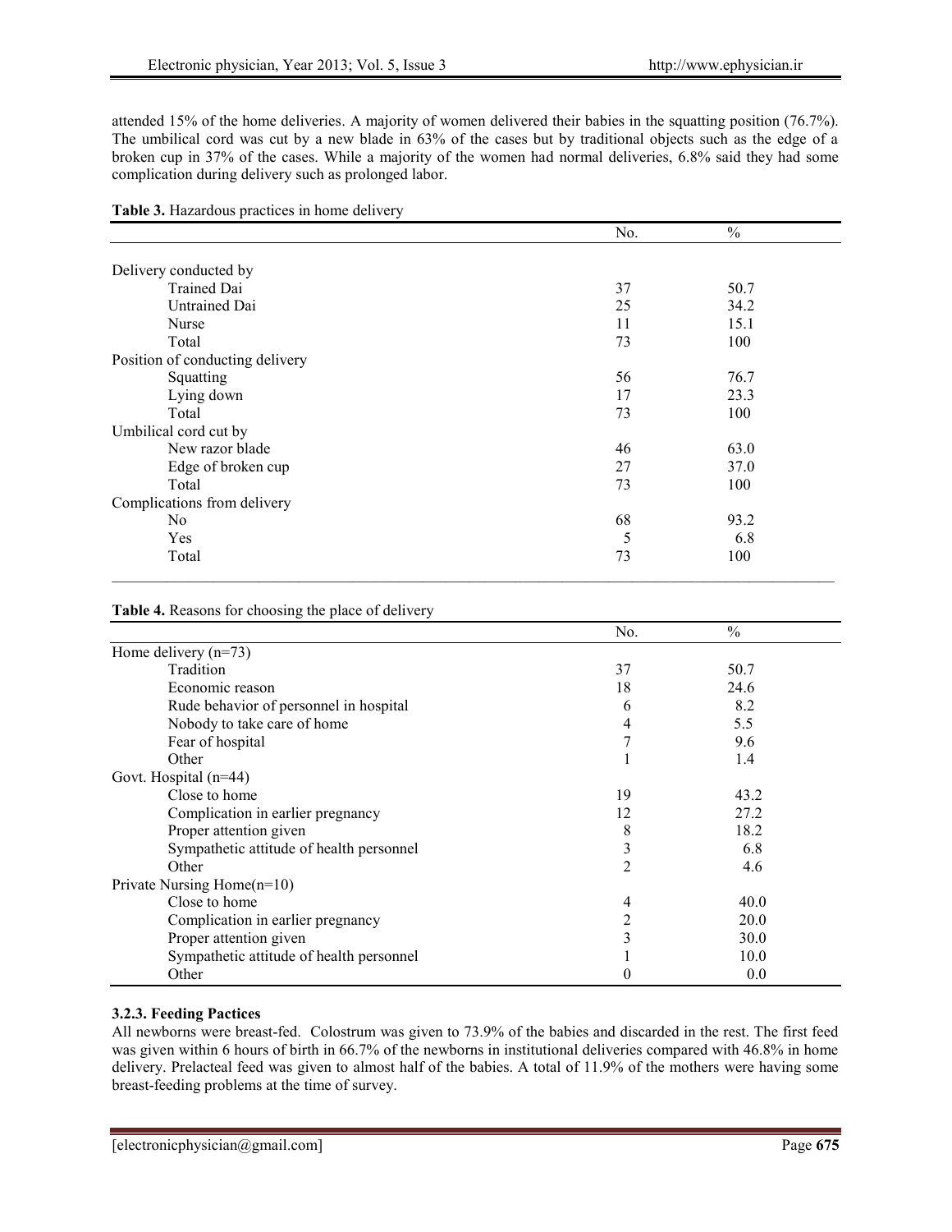attended 15% of the home deliveries. A majority of women delivered their babies in the squatting position (76.7%). The umbilical cord was cut by a new blade in 63% of the cases but by traditional objects such as the edge of a broken cup in 37% of the cases. While a majority of the women had normal deliveries, 6.8% said they had some complication during delivery such as prolonged labor.

**Table 3.** Hazardous practices in home delivery

| | No. | % |
|---|---|---|
| Delivery conducted by | | |
| Trained Dai | 37 | 50.7 |
| Untrained Dai | 25 | 34.2 |
| Nurse | 11 | 15.1 |
| Total | 73 | 100 |
| Position of conducting delivery | | |
| Squatting | 56 | 76.7 |
| Lying down | 17 | 23.3 |
| Total | 73 | 100 |
| Umbilical cord cut by | | |
| New razor blade | 46 | 63.0 |
| Edge of broken cup | 27 | 37.0 |
| Total | 73 | 100 |
| Complications from delivery | | |
| No | 68 | 93.2 |
| Yes | 5 | 6.8 |
| Total | 73 | 100 |

**Table 4.** Reasons for choosing the place of delivery

| | No. | % |
|---|---|---|
| Home delivery (n=73) | | |
| Tradition | 37 | 50.7 |
| Economic reason | 18 | 24.6 |
| Rude behavior of personnel in hospital | 6 | 8.2 |
| Nobody to take care of home | 4 | 5.5 |
| Fear of hospital | 7 | 9.6 |
| Other | 1 | 1.4 |
| Govt. Hospital (n=44) | | |
| Close to home | 19 | 43.2 |
| Complication in earlier pregnancy | 12 | 27.2 |
| Proper attention given | 8 | 18.2 |
| Sympathetic attitude of health personnel | 3 | 6.8 |
| Other | 2 | 4.6 |
| Private Nursing Home(n=10) | | |
| Close to home | 4 | 40.0 |
| Complication in earlier pregnancy | 2 | 20.0 |
| Proper attention given | 3 | 30.0 |
| Sympathetic attitude of health personnel | 1 | 10.0 |
| Other | 0 | 0.0 |

### 3.2.3. Feeding Pactices

All newborns were breast-fed. Colostrum was given to 73.9% of the babies and discarded in the rest. The first feed was given within 6 hours of birth in 66.7% of the newborns in institutional deliveries compared with 46.8% in home delivery. Prelacteal feed was given to almost half of the babies. A total of 11.9% of the mothers were having some breast-feeding problems at the time of survey.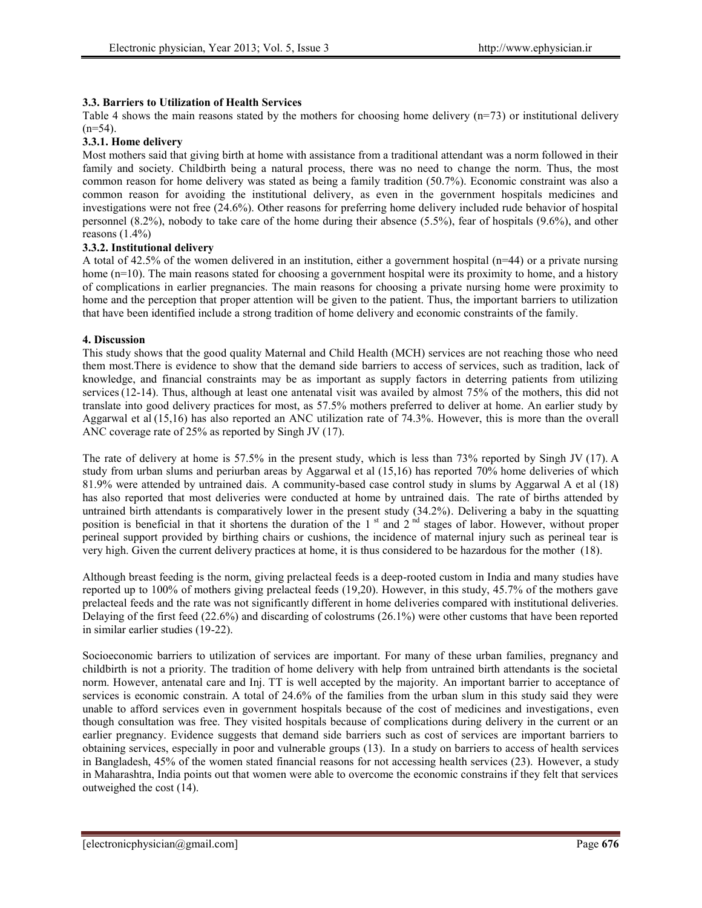### 3.3. Barriers to Utilization of Health Services

Table 4 shows the main reasons stated by the mothers for choosing home delivery (n=73) or institutional delivery (n=54).

#### 3.3.1. Home delivery

Most mothers said that giving birth at home with assistance from a traditional attendant was a norm followed in their family and society. Childbirth being a natural process, there was no need to change the norm. Thus, the most common reason for home delivery was stated as being a family tradition (50.7%). Economic constraint was also a common reason for avoiding the institutional delivery, as even in the government hospitals medicines and investigations were not free (24.6%). Other reasons for preferring home delivery included rude behavior of hospital personnel (8.2%), nobody to take care of the home during their absence (5.5%), fear of hospitals (9.6%), and other reasons (1.4%)

#### 3.3.2. Institutional delivery

A total of 42.5% of the women delivered in an institution, either a government hospital (n=44) or a private nursing home (n=10). The main reasons stated for choosing a government hospital were its proximity to home, and a history of complications in earlier pregnancies. The main reasons for choosing a private nursing home were proximity to home and the perception that proper attention will be given to the patient. Thus, the important barriers to utilization that have been identified include a strong tradition of home delivery and economic constraints of the family.

## 4. Discussion

This study shows that the good quality Maternal and Child Health (MCH) services are not reaching those who need them most.There is evidence to show that the demand side barriers to access of services, such as tradition, lack of knowledge, and financial constraints may be as important as supply factors in deterring patients from utilizing services (12-14). Thus, although at least one antenatal visit was availed by almost 75% of the mothers, this did not translate into good delivery practices for most, as 57.5% mothers preferred to deliver at home. An earlier study by Aggarwal et al (15,16) has also reported an ANC utilization rate of 74.3%. However, this is more than the overall ANC coverage rate of 25% as reported by Singh JV (17).

The rate of delivery at home is 57.5% in the present study, which is less than 73% reported by Singh JV (17). A study from urban slums and periurban areas by Aggarwal et al (15,16) has reported 70% home deliveries of which 81.9% were attended by untrained dais. A community-based case control study in slums by Aggarwal A et al (18) has also reported that most deliveries were conducted at home by untrained dais. The rate of births attended by untrained birth attendants is comparatively lower in the present study (34.2%). Delivering a baby in the squatting position is beneficial in that it shortens the duration of the 1[st] and 2[nd] stages of labor. However, without proper perineal support provided by birthing chairs or cushions, the incidence of maternal injury such as perineal tear is very high. Given the current delivery practices at home, it is thus considered to be hazardous for the mother (18).

Although breast feeding is the norm, giving prelacteal feeds is a deep-rooted custom in India and many studies have reported up to 100% of mothers giving prelacteal feeds (19,20). However, in this study, 45.7% of the mothers gave prelacteal feeds and the rate was not significantly different in home deliveries compared with institutional deliveries. Delaying of the first feed (22.6%) and discarding of colostrums (26.1%) were other customs that have been reported in similar earlier studies (19-22).

Socioeconomic barriers to utilization of services are important. For many of these urban families, pregnancy and childbirth is not a priority. The tradition of home delivery with help from untrained birth attendants is the societal norm. However, antenatal care and Inj. TT is well accepted by the majority. An important barrier to acceptance of services is economic constrain. A total of 24.6% of the families from the urban slum in this study said they were unable to afford services even in government hospitals because of the cost of medicines and investigations, even though consultation was free. They visited hospitals because of complications during delivery in the current or an earlier pregnancy. Evidence suggests that demand side barriers such as cost of services are important barriers to obtaining services, especially in poor and vulnerable groups (13). In a study on barriers to access of health services in Bangladesh, 45% of the women stated financial reasons for not accessing health services (23). However, a study in Maharashtra, India points out that women were able to overcome the economic constrains if they felt that services outweighed the cost (14).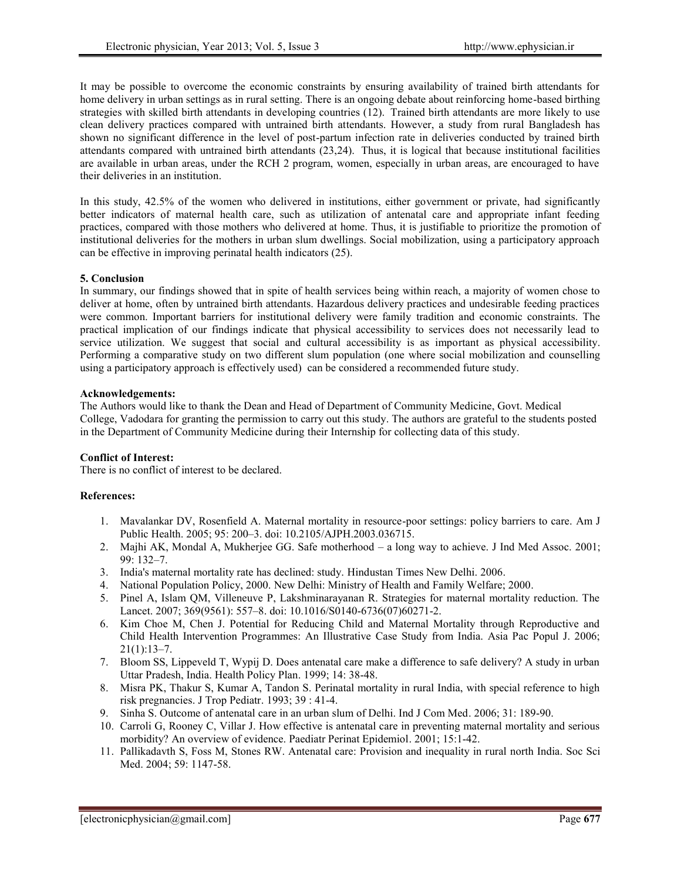It may be possible to overcome the economic constraints by ensuring availability of trained birth attendants for home delivery in urban settings as in rural setting. There is an ongoing debate about reinforcing home-based birthing strategies with skilled birth attendants in developing countries (12). Trained birth attendants are more likely to use clean delivery practices compared with untrained birth attendants. However, a study from rural Bangladesh has shown no significant difference in the level of post-partum infection rate in deliveries conducted by trained birth attendants compared with untrained birth attendants (23,24). Thus, it is logical that because institutional facilities are available in urban areas, under the RCH 2 program, women, especially in urban areas, are encouraged to have their deliveries in an institution.

In this study, 42.5% of the women who delivered in institutions, either government or private, had significantly better indicators of maternal health care, such as utilization of antenatal care and appropriate infant feeding practices, compared with those mothers who delivered at home. Thus, it is justifiable to prioritize the promotion of institutional deliveries for the mothers in urban slum dwellings. Social mobilization, using a participatory approach can be effective in improving perinatal health indicators (25).

**5. Conclusion**

In summary, our findings showed that in spite of health services being within reach, a majority of women chose to deliver at home, often by untrained birth attendants. Hazardous delivery practices and undesirable feeding practices were common. Important barriers for institutional delivery were family tradition and economic constraints. The practical implication of our findings indicate that physical accessibility to services does not necessarily lead to service utilization. We suggest that social and cultural accessibility is as important as physical accessibility. Performing a comparative study on two different slum population (one where social mobilization and counselling using a participatory approach is effectively used) can be considered a recommended future study.

**Acknowledgements:**

The Authors would like to thank the Dean and Head of Department of Community Medicine, Govt. Medical College, Vadodara for granting the permission to carry out this study. The authors are grateful to the students posted in the Department of Community Medicine during their Internship for collecting data of this study.

**Conflict of Interest:**

There is no conflict of interest to be declared.

**References:**

1. Mavalankar DV, Rosenfield A. Maternal mortality in resource-poor settings: policy barriers to care. Am J Public Health. 2005; 95: 200–3. doi: 10.2105/AJPH.2003.036715.
2. Majhi AK, Mondal A, Mukherjee GG. Safe motherhood – a long way to achieve. J Ind Med Assoc. 2001; 99: 132–7.
3. India's maternal mortality rate has declined: study. Hindustan Times New Delhi. 2006.
4. National Population Policy, 2000. New Delhi: Ministry of Health and Family Welfare; 2000.
5. Pinel A, Islam QM, Villeneuve P, Lakshminarayanan R. Strategies for maternal mortality reduction. The Lancet. 2007; 369(9561): 557–8. doi: 10.1016/S0140-6736(07)60271-2.
6. Kim Choe M, Chen J. Potential for Reducing Child and Maternal Mortality through Reproductive and Child Health Intervention Programmes: An Illustrative Case Study from India. Asia Pac Popul J. 2006; 21(1):13–7.
7. Bloom SS, Lippeveld T, Wypij D. Does antenatal care make a difference to safe delivery? A study in urban Uttar Pradesh, India. Health Policy Plan. 1999; 14: 38-48.
8. Misra PK, Thakur S, Kumar A, Tandon S. Perinatal mortality in rural India, with special reference to high risk pregnancies. J Trop Pediatr. 1993; 39 : 41-4.
9. Sinha S. Outcome of antenatal care in an urban slum of Delhi. Ind J Com Med. 2006; 31: 189-90.
10. Carroli G, Rooney C, Villar J. How effective is antenatal care in preventing maternal mortality and serious morbidity? An overview of evidence. Paediatr Perinat Epidemiol. 2001; 15:1-42.
11. Pallikadavth S, Foss M, Stones RW. Antenatal care: Provision and inequality in rural north India. Soc Sci Med. 2004; 59: 1147-58.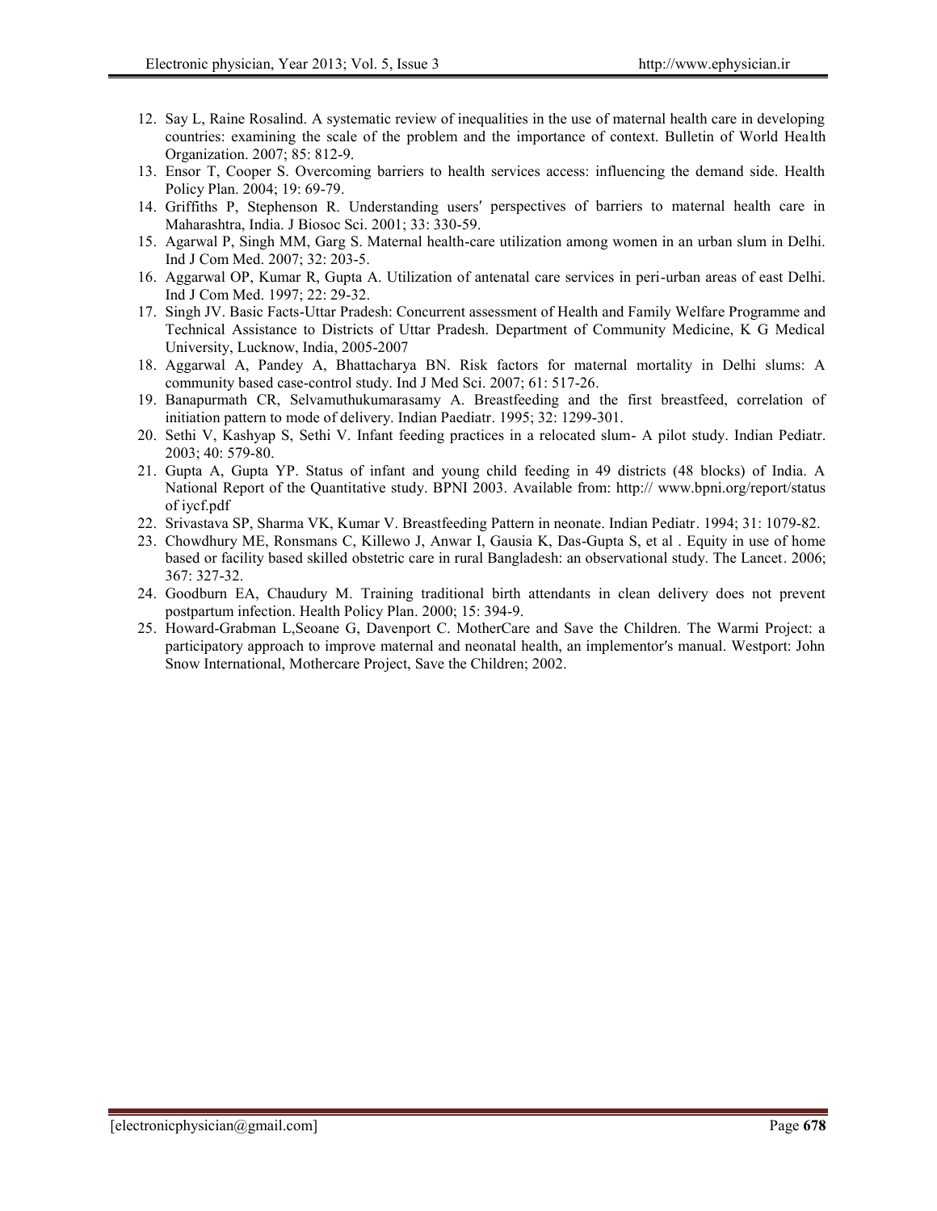12. Say L, Raine Rosalind. A systematic review of inequalities in the use of maternal health care in developing countries: examining the scale of the problem and the importance of context. Bulletin of World Health Organization. 2007; 85: 812-9.
13. Ensor T, Cooper S. Overcoming barriers to health services access: influencing the demand side. Health Policy Plan. 2004; 19: 69-79.
14. Griffiths P, Stephenson R. Understanding users′ perspectives of barriers to maternal health care in Maharashtra, India. J Biosoc Sci. 2001; 33: 330-59.
15. Agarwal P, Singh MM, Garg S. Maternal health-care utilization among women in an urban slum in Delhi. Ind J Com Med. 2007; 32: 203-5.
16. Aggarwal OP, Kumar R, Gupta A. Utilization of antenatal care services in peri-urban areas of east Delhi. Ind J Com Med. 1997; 22: 29-32.
17. Singh JV. Basic Facts-Uttar Pradesh: Concurrent assessment of Health and Family Welfare Programme and Technical Assistance to Districts of Uttar Pradesh. Department of Community Medicine, K G Medical University, Lucknow, India, 2005-2007
18. Aggarwal A, Pandey A, Bhattacharya BN. Risk factors for maternal mortality in Delhi slums: A community based case-control study. Ind J Med Sci. 2007; 61: 517-26.
19. Banapurmath CR, Selvamuthukumarasamy A. Breastfeeding and the first breastfeed, correlation of initiation pattern to mode of delivery. Indian Paediatr. 1995; 32: 1299-301.
20. Sethi V, Kashyap S, Sethi V. Infant feeding practices in a relocated slum- A pilot study. Indian Pediatr. 2003; 40: 579-80.
21. Gupta A, Gupta YP. Status of infant and young child feeding in 49 districts (48 blocks) of India. A National Report of the Quantitative study. BPNI 2003. Available from: http:// www.bpni.org/report/status of iycf.pdf
22. Srivastava SP, Sharma VK, Kumar V. Breastfeeding Pattern in neonate. Indian Pediatr. 1994; 31: 1079-82.
23. Chowdhury ME, Ronsmans C, Killewo J, Anwar I, Gausia K, Das-Gupta S, et al . Equity in use of home based or facility based skilled obstetric care in rural Bangladesh: an observational study. The Lancet. 2006; 367: 327-32.
24. Goodburn EA, Chaudury M. Training traditional birth attendants in clean delivery does not prevent postpartum infection. Health Policy Plan. 2000; 15: 394-9.
25. Howard-Grabman L,Seoane G, Davenport C. MotherCare and Save the Children. The Warmi Project: a participatory approach to improve maternal and neonatal health, an implementor′s manual. Westport: John Snow International, Mothercare Project, Save the Children; 2002.